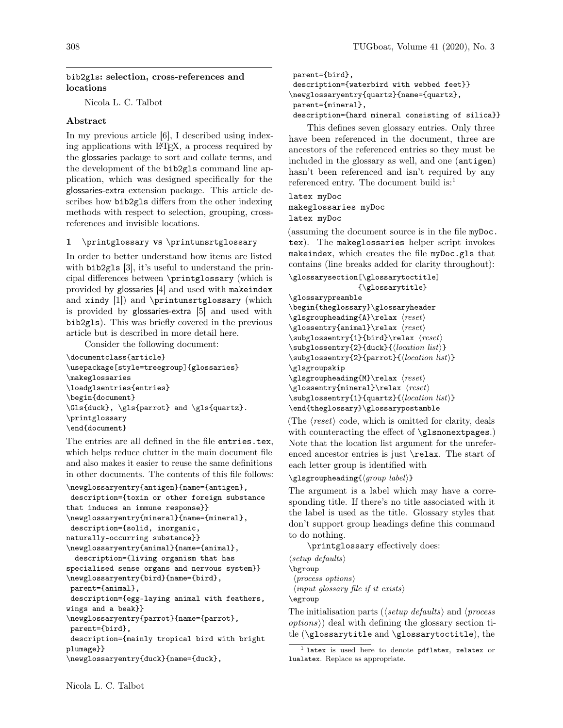## bib2gls: selection, cross-references and locations

Nicola L. C. Talbot

### Abstract

In my previous article [6], I described using indexing applications with LaTeX, a process required by the glossaries package to sort and collate terms, and the development of the bib2gls command line application, which was designed specifically for the glossaries-extra extension package. This article describes how bib2gls differs from the other indexing methods with respect to selection, grouping, cross-references and invisible locations.

### 1 \printglossary vs \printunsrtglossary

In order to better understand how items are listed with bib2gls [3], it's useful to understand the principal differences between `\printglossary` (which is provided by glossaries [4] and used with makeindex and xindy [1]) and `\printunsrtglossary` (which is provided by glossaries-extra [5] and used with bib2gls). This was briefly covered in the previous article but is described in more detail here.

Consider the following document:

```
\documentclass{article}
\usepackage[style=treegroup]{glossaries}
\makeglossaries
\loadglsentries{entries}
\begin{document}
\Gls{duck}, \gls{parrot} and \gls{quartz}.
\printglossary
\end{document}
```

The entries are all defined in the file `entries.tex`, which helps reduce clutter in the main document file and also makes it easier to reuse the same definitions in other documents. The contents of this file follows:

```
\newglossaryentry{antigen}{name={antigen},
 description={toxin or other foreign substance
that induces an immune response}}
\newglossaryentry{mineral}{name={mineral},
 description={solid, inorganic,
naturally-occurring substance}}
\newglossaryentry{animal}{name={animal},
  description={living organism that has
specialised sense organs and nervous system}}
\newglossaryentry{bird}{name={bird},
 parent={animal},
 description={egg-laying animal with feathers,
wings and a beak}}
\newglossaryentry{parrot}{name={parrot},
 parent={bird},
 description={mainly tropical bird with bright
plumage}}
\newglossaryentry{duck}{name={duck},
 parent={bird},
 description={waterbird with webbed feet}}
\newglossaryentry{quartz}{name={quartz},
 parent={mineral},
 description={hard mineral consisting of silica}}
```

This defines seven glossary entries. Only three have been referenced in the document, three are ancestors of the referenced entries so they must be included in the glossary as well, and one (`antigen`) hasn't been referenced and isn't required by any referenced entry. The document build is:[1]

```
latex myDoc
makeglossaries myDoc
latex myDoc
```

(assuming the document source is in the file `myDoc.tex`). The makeglossaries helper script invokes makeindex, which creates the file `myDoc.gls` that contains (line breaks added for clarity throughout):

```
\glossarysection[\glossarytoctitle]
                {\glossarytitle}
\glossarypreamble
\begin{theglossary}\glossaryheader
\glsgroupheading{A}\relax ⟨reset⟩
\glossentry{animal}\relax ⟨reset⟩
\subglossentry{1}{bird}\relax ⟨reset⟩
\subglossentry{2}{duck}{⟨location list⟩}
\subglossentry{2}{parrot}{⟨location list⟩}
\glsgroupskip
\glsgroupheading{M}\relax ⟨reset⟩
\glossentry{mineral}\relax ⟨reset⟩
\subglossentry{1}{quartz}{⟨location list⟩}
\end{theglossary}\glossarypostamble
```

(The *⟨reset⟩* code, which is omitted for clarity, deals with counteracting the effect of `\glsnonextpages`.) Note that the location list argument for the unreferenced ancestor entries is just `\relax`. The start of each letter group is identified with

```
\glsgroupheading{⟨group label⟩}
```

The argument is a label which may have a corresponding title. If there's no title associated with it the label is used as the title. Glossary styles that don't support group headings define this command to do nothing.

`\printglossary` effectively does:

```
⟨setup defaults⟩
\bgroup
 ⟨process options⟩
 ⟨input glossary file if it exists⟩
\egroup
```

The initialisation parts (*⟨setup defaults⟩* and *⟨process options⟩*) deal with defining the glossary section title (`\glossarytitle` and `\glossarytoctitle`), the

[1] `latex` is used here to denote `pdflatex`, `xelatex` or `lualatex`. Replace as appropriate.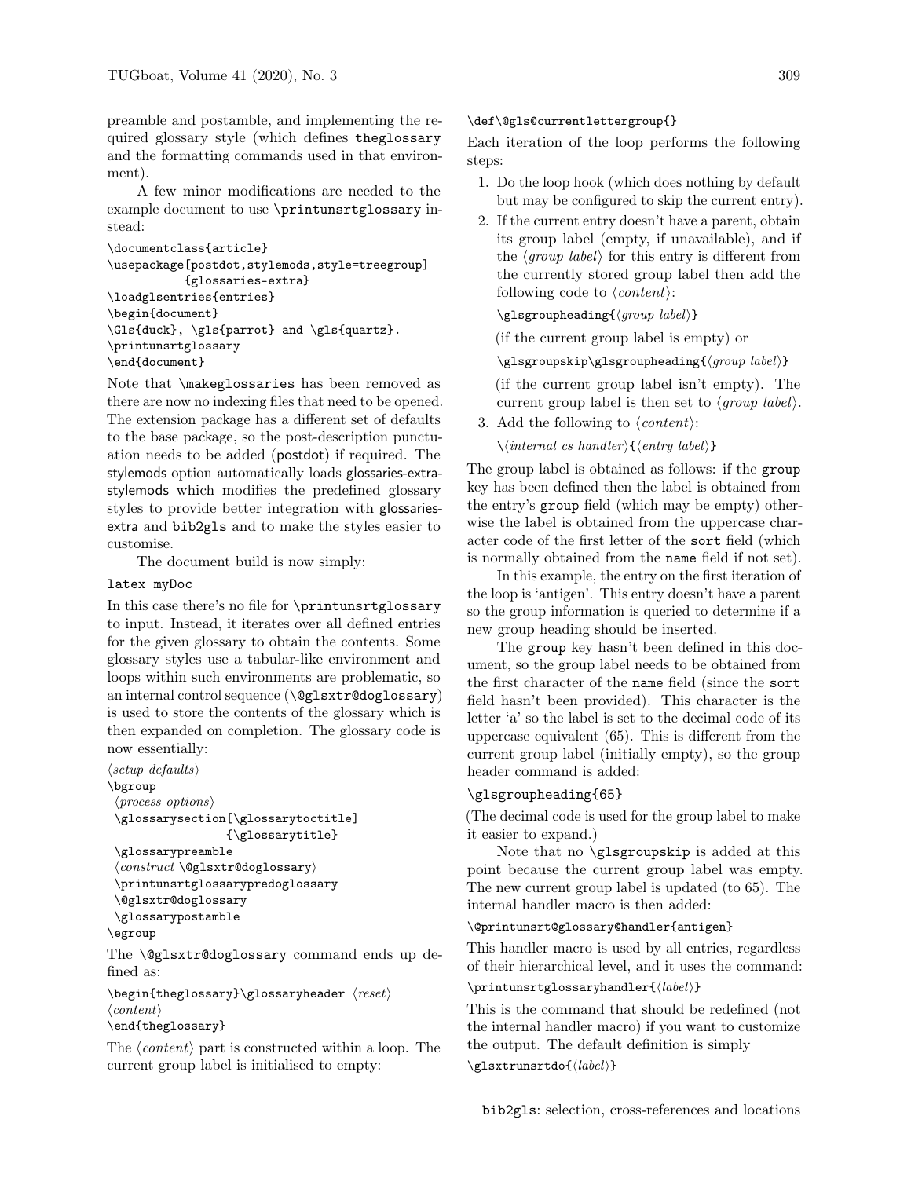preamble and postamble, and implementing the required glossary style (which defines `theglossary` and the formatting commands used in that environment).

A few minor modifications are needed to the example document to use `\printunsrtglossary` instead:

```
\documentclass{article}
\usepackage[postdot,stylemods,style=treegroup]
           {glossaries-extra}
\loadglsentries{entries}
\begin{document}
\Gls{duck}, \gls{parrot} and \gls{quartz}.
\printunsrtglossary
\end{document}
```

Note that `\makeglossaries` has been removed as there are now no indexing files that need to be opened. The extension package has a different set of defaults to the base package, so the post-description punctuation needs to be added (postdot) if required. The stylemods option automatically loads glossaries-extra-stylemods which modifies the predefined glossary styles to provide better integration with glossaries-extra and bib2gls and to make the styles easier to customise.

The document build is now simply:

```
latex myDoc
```

In this case there's no file for `\printunsrtglossary` to input. Instead, it iterates over all defined entries for the given glossary to obtain the contents. Some glossary styles use a tabular-like environment and loops within such environments are problematic, so an internal control sequence (`\@glsxtr@doglossary`) is used to store the contents of the glossary which is then expanded on completion. The glossary code is now essentially:

```
⟨setup defaults⟩
\bgroup
 ⟨process options⟩
 \glossarysection[\glossarytoctitle]
                 {\glossarytitle}
 \glossarypreamble
 ⟨construct \@glsxtr@doglossary⟩
 \printunsrtglossarypredoglossary
 \@glsxtr@doglossary
 \glossarypostamble
\egroup
```

The `\@glsxtr@doglossary` command ends up defined as:

```
\begin{theglossary}\glossaryheader ⟨reset⟩
⟨content⟩
\end{theglossary}
```

The ⟨*content*⟩ part is constructed within a loop. The current group label is initialised to empty:

```
\def\@gls@currentlettergroup{}
```

Each iteration of the loop performs the following steps:

1. Do the loop hook (which does nothing by default but may be configured to skip the current entry).
2. If the current entry doesn't have a parent, obtain its group label (empty, if unavailable), and if the ⟨*group label*⟩ for this entry is different from the currently stored group label then add the following code to ⟨*content*⟩:

   `\glsgroupheading{⟨group label⟩}`

   (if the current group label is empty) or

   `\glsgroupskip\glsgroupheading{⟨group label⟩}`

   (if the current group label isn't empty). The current group label is then set to ⟨*group label*⟩.
3. Add the following to ⟨*content*⟩:

   `\⟨internal cs handler⟩{⟨entry label⟩}`

The group label is obtained as follows: if the `group` key has been defined then the label is obtained from the entry's `group` field (which may be empty) otherwise the label is obtained from the uppercase character code of the first letter of the `sort` field (which is normally obtained from the `name` field if not set).

In this example, the entry on the first iteration of the loop is 'antigen'. This entry doesn't have a parent so the group information is queried to determine if a new group heading should be inserted.

The `group` key hasn't been defined in this document, so the group label needs to be obtained from the first character of the `name` field (since the `sort` field hasn't been provided). This character is the letter 'a' so the label is set to the decimal code of its uppercase equivalent (65). This is different from the current group label (initially empty), so the group header command is added:

```
\glsgroupheading{65}
```

(The decimal code is used for the group label to make it easier to expand.)

Note that no `\glsgroupskip` is added at this point because the current group label was empty. The new current group label is updated (to 65). The internal handler macro is then added:

```
\@printunsrt@glossary@handler{antigen}
```

This handler macro is used by all entries, regardless of their hierarchical level, and it uses the command:

```
\printunsrtglossaryhandler{⟨label⟩}
```

This is the command that should be redefined (not the internal handler macro) if you want to customize the output. The default definition is simply

```
\glsxtrunsrtdo{⟨label⟩}
```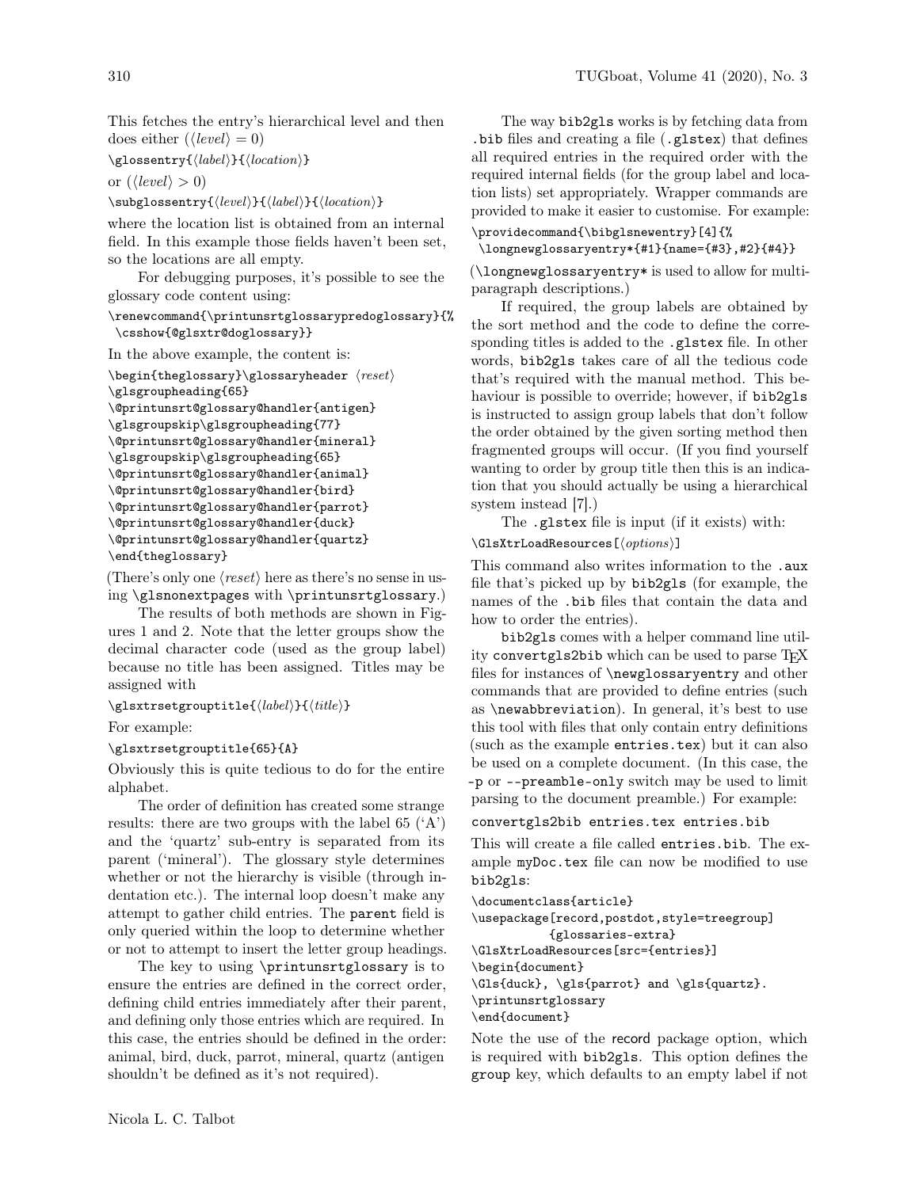This fetches the entry's hierarchical level and then does either (⟨level⟩ = 0)

```
\glossentry{⟨label⟩}{⟨location⟩}
```

or (⟨level⟩ > 0)

```
\subglossentry{⟨level⟩}{⟨label⟩}{⟨location⟩}
```

where the location list is obtained from an internal field. In this example those fields haven't been set, so the locations are all empty.

For debugging purposes, it's possible to see the glossary code content using:

```
\renewcommand{\printunsrtglossarypredoglossary}{%
 \csshow{@glsxtr@doglossary}}
```

In the above example, the content is:

```
\begin{theglossary}\glossaryheader ⟨reset⟩
\glsgroupheading{65}
\@printunsrt@glossary@handler{antigen}
\glsgroupskip\glsgroupheading{77}
\@printunsrt@glossary@handler{mineral}
\glsgroupskip\glsgroupheading{65}
\@printunsrt@glossary@handler{animal}
\@printunsrt@glossary@handler{bird}
\@printunsrt@glossary@handler{parrot}
\@printunsrt@glossary@handler{duck}
\@printunsrt@glossary@handler{quartz}
\end{theglossary}
```

(There's only one ⟨reset⟩ here as there's no sense in using `\glsnonextpages` with `\printunsrtglossary`.)

The results of both methods are shown in Figures 1 and 2. Note that the letter groups show the decimal character code (used as the group label) because no title has been assigned. Titles may be assigned with

```
\glsxtrsetgrouptitle{⟨label⟩}{⟨title⟩}
```

For example:

```
\glsxtrsetgrouptitle{65}{A}
```

Obviously this is quite tedious to do for the entire alphabet.

The order of definition has created some strange results: there are two groups with the label 65 ('A') and the 'quartz' sub-entry is separated from its parent ('mineral'). The glossary style determines whether or not the hierarchy is visible (through indentation etc.). The internal loop doesn't make any attempt to gather child entries. The `parent` field is only queried within the loop to determine whether or not to attempt to insert the letter group headings.

The key to using `\printunsrtglossary` is to ensure the entries are defined in the correct order, defining child entries immediately after their parent, and defining only those entries which are required. In this case, the entries should be defined in the order: animal, bird, duck, parrot, mineral, quartz (antigen shouldn't be defined as it's not required).

The way `bib2gls` works is by fetching data from `.bib` files and creating a file (`.glstex`) that defines all required entries in the required order with the required internal fields (for the group label and location lists) set appropriately. Wrapper commands are provided to make it easier to customise. For example:

```
\providecommand{\bibglsnewentry}[4]{%
 \longnewglossaryentry*{#1}{name={#3},#2}{#4}}
```

(`\longnewglossaryentry*` is used to allow for multi-paragraph descriptions.)

If required, the group labels are obtained by the sort method and the code to define the corresponding titles is added to the `.glstex` file. In other words, `bib2gls` takes care of all the tedious code that's required with the manual method. This behaviour is possible to override; however, if `bib2gls` is instructed to assign group labels that don't follow the order obtained by the given sorting method then fragmented groups will occur. (If you find yourself wanting to order by group title then this is an indication that you should actually be using a hierarchical system instead [7].)

The `.glstex` file is input (if it exists) with:

```
\GlsXtrLoadResources[⟨options⟩]
```

This command also writes information to the `.aux` file that's picked up by `bib2gls` (for example, the names of the `.bib` files that contain the data and how to order the entries).

`bib2gls` comes with a helper command line utility `convertgls2bib` which can be used to parse TeX files for instances of `\newglossaryentry` and other commands that are provided to define entries (such as `\newabbreviation`). In general, it's best to use this tool with files that only contain entry definitions (such as the example `entries.tex`) but it can also be used on a complete document. (In this case, the `-p` or `--preamble-only` switch may be used to limit parsing to the document preamble.) For example:

```
convertgls2bib entries.tex entries.bib
```

This will create a file called `entries.bib`. The example `myDoc.tex` file can now be modified to use `bib2gls`:

```
\documentclass{article}
\usepackage[record,postdot,style=treegroup]
           {glossaries-extra}
\GlsXtrLoadResources[src={entries}]
\begin{document}
\Gls{duck}, \gls{parrot} and \gls{quartz}.
\printunsrtglossary
\end{document}
```

Note the use of the `record` package option, which is required with `bib2gls`. This option defines the `group` key, which defaults to an empty label if not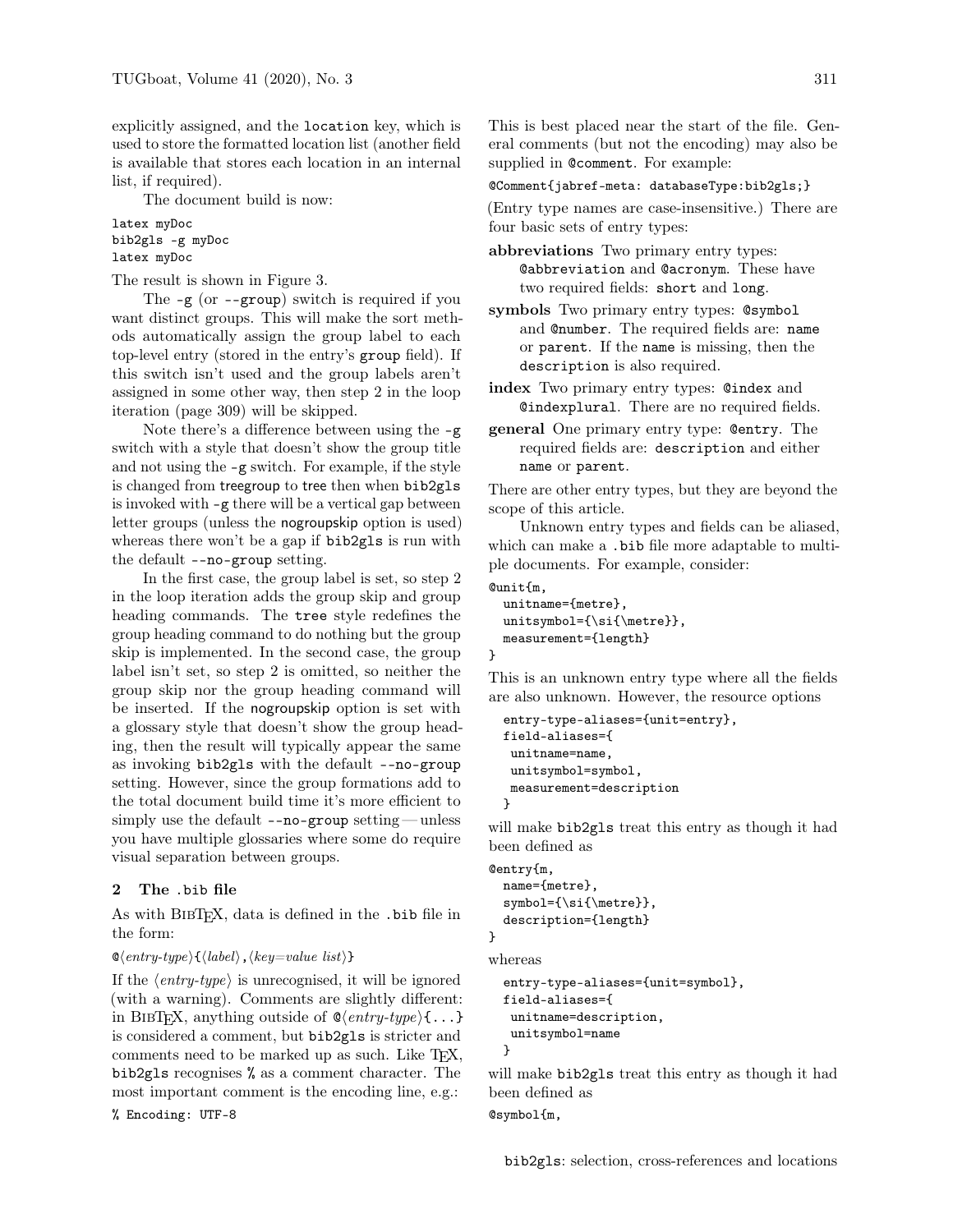explicitly assigned, and the `location` key, which is used to store the formatted location list (another field is available that stores each location in an internal list, if required).

The document build is now:

```
latex myDoc
bib2gls -g myDoc
latex myDoc
```

The result is shown in Figure 3.

The `-g` (or `--group`) switch is required if you want distinct groups. This will make the sort methods automatically assign the group label to each top-level entry (stored in the entry's `group` field). If this switch isn't used and the group labels aren't assigned in some other way, then step 2 in the loop iteration (page 309) will be skipped.

Note there's a difference between using the `-g` switch with a style that doesn't show the group title and not using the `-g` switch. For example, if the style is changed from treegroup to tree then when `bib2gls` is invoked with `-g` there will be a vertical gap between letter groups (unless the nogroupskip option is used) whereas there won't be a gap if `bib2gls` is run with the default `--no-group` setting.

In the first case, the group label is set, so step 2 in the loop iteration adds the group skip and group heading commands. The `tree` style redefines the group heading command to do nothing but the group skip is implemented. In the second case, the group label isn't set, so step 2 is omitted, so neither the group skip nor the group heading command will be inserted. If the nogroupskip option is set with a glossary style that doesn't show the group heading, then the result will typically appear the same as invoking `bib2gls` with the default `--no-group` setting. However, since the group formations add to the total document build time it's more efficient to simply use the default `--no-group` setting — unless you have multiple glossaries where some do require visual separation between groups.

## 2 The .bib file

As with BibTeX, data is defined in the `.bib` file in the form:

`@`⟨*entry-type*⟩`{`⟨*label*⟩`,`⟨*key*=*value list*⟩`}`

If the ⟨*entry-type*⟩ is unrecognised, it will be ignored (with a warning). Comments are slightly different: in BibTeX, anything outside of `@`⟨*entry-type*⟩`{...}` is considered a comment, but `bib2gls` is stricter and comments need to be marked up as such. Like TeX, `bib2gls` recognises `%` as a comment character. The most important comment is the encoding line, e.g.:

```
% Encoding: UTF-8
```

This is best placed near the start of the file. General comments (but not the encoding) may also be supplied in `@comment`. For example:

```
@Comment{jabref-meta: databaseType:bib2gls;}
```

(Entry type names are case-insensitive.) There are four basic sets of entry types:

**abbreviations** Two primary entry types: `@abbreviation` and `@acronym`. These have two required fields: `short` and `long`.

**symbols** Two primary entry types: `@symbol` and `@number`. The required fields are: `name` or `parent`. If the `name` is missing, then the `description` is also required.

**index** Two primary entry types: `@index` and `@indexplural`. There are no required fields.

**general** One primary entry type: `@entry`. The required fields are: `description` and either `name` or `parent`.

There are other entry types, but they are beyond the scope of this article.

Unknown entry types and fields can be aliased, which can make a `.bib` file more adaptable to multiple documents. For example, consider:

```
@unit{m,
  unitname={metre},
  unitsymbol={\si{\metre}},
  measurement={length}
}
```

This is an unknown entry type where all the fields are also unknown. However, the resource options

```
  entry-type-aliases={unit=entry},
  field-aliases={
   unitname=name,
   unitsymbol=symbol,
   measurement=description
  }
```

will make `bib2gls` treat this entry as though it had been defined as

```
@entry{m,
  name={metre},
  symbol={\si{\metre}},
  description={length}
}
```

whereas

```
  entry-type-aliases={unit=symbol},
  field-aliases={
   unitname=description,
   unitsymbol=name
  }
```

will make `bib2gls` treat this entry as though it had been defined as

```
@symbol{m,
```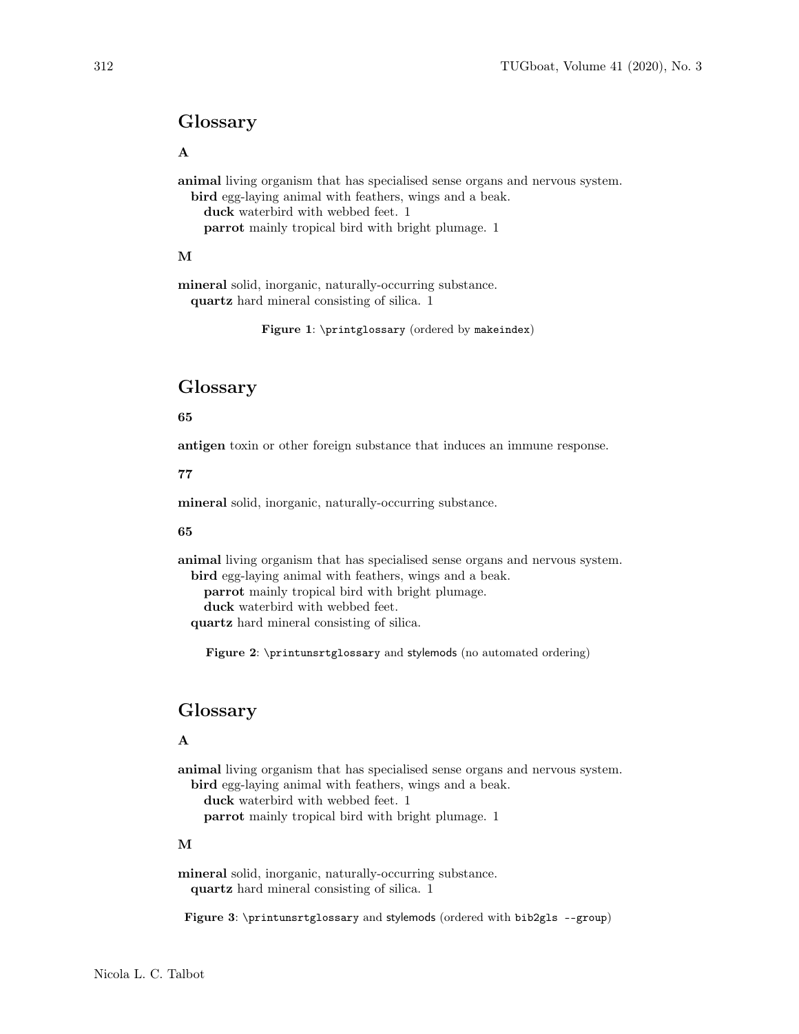## Glossary

**A**

**animal** living organism that has specialised sense organs and nervous system.
  **bird** egg-laying animal with feathers, wings and a beak.
    **duck** waterbird with webbed feet. 1
    **parrot** mainly tropical bird with bright plumage. 1

**M**

**mineral** solid, inorganic, naturally-occurring substance.
  **quartz** hard mineral consisting of silica. 1

**Figure 1**: `\printglossary` (ordered by `makeindex`)

## Glossary

**65**

**antigen** toxin or other foreign substance that induces an immune response.

**77**

**mineral** solid, inorganic, naturally-occurring substance.

**65**

**animal** living organism that has specialised sense organs and nervous system.
  **bird** egg-laying animal with feathers, wings and a beak.
    **parrot** mainly tropical bird with bright plumage.
    **duck** waterbird with webbed feet.
  **quartz** hard mineral consisting of silica.

**Figure 2**: `\printunsrtglossary` and stylemods (no automated ordering)

## Glossary

**A**

**animal** living organism that has specialised sense organs and nervous system.
  **bird** egg-laying animal with feathers, wings and a beak.
    **duck** waterbird with webbed feet. 1
    **parrot** mainly tropical bird with bright plumage. 1

**M**

**mineral** solid, inorganic, naturally-occurring substance.
  **quartz** hard mineral consisting of silica. 1

**Figure 3**: `\printunsrtglossary` and stylemods (ordered with `bib2gls --group`)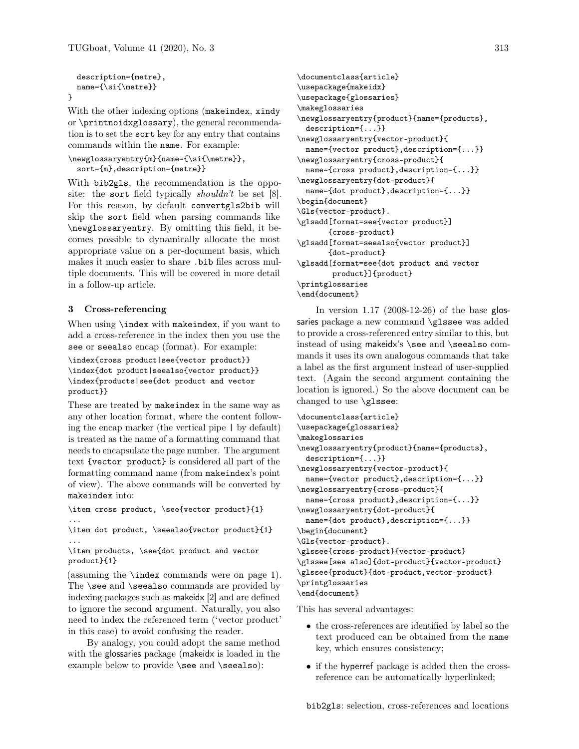```
  description={metre},
  name={\si{\metre}}
}
```

With the other indexing options (makeindex, xindy or `\printnoidxglossary`), the general recommendation is to set the sort key for any entry that contains commands within the name. For example:

```
\newglossaryentry{m}{name={\si{\metre}},
  sort={m},description={metre}}
```

With bib2gls, the recommendation is the opposite: the sort field typically *shouldn't* be set [8]. For this reason, by default convertgls2bib will skip the sort field when parsing commands like `\newglossaryentry`. By omitting this field, it becomes possible to dynamically allocate the most appropriate value on a per-document basis, which makes it much easier to share .bib files across multiple documents. This will be covered in more detail in a follow-up article.

## 3 Cross-referencing

When using `\index` with makeindex, if you want to add a cross-reference in the index then you use the see or seealso encap (format). For example:

```
\index{cross product|see{vector product}}
\index{dot product|seealso{vector product}}
\index{products|see{dot product and vector
product}}
```

These are treated by makeindex in the same way as any other location format, where the content following the encap marker (the vertical pipe | by default) is treated as the name of a formatting command that needs to encapsulate the page number. The argument text {vector product} is considered all part of the formatting command name (from makeindex's point of view). The above commands will be converted by makeindex into:

```
\item cross product, \see{vector product}{1}
...
\item dot product, \seealso{vector product}{1}
...
\item products, \see{dot product and vector
product}{1}
```

(assuming the `\index` commands were on page 1). The `\see` and `\seealso` commands are provided by indexing packages such as makeidx [2] and are defined to ignore the second argument. Naturally, you also need to index the referenced term ('vector product' in this case) to avoid confusing the reader.

By analogy, you could adopt the same method with the glossaries package (makeidx is loaded in the example below to provide `\see` and `\seealso`):

```
\documentclass{article}
\usepackage{makeidx}
\usepackage{glossaries}
\makeglossaries
\newglossaryentry{product}{name={products},
  description={...}}
\newglossaryentry{vector-product}{
  name={vector product},description={...}}
\newglossaryentry{cross-product}{
  name={cross product},description={...}}
\newglossaryentry{dot-product}{
  name={dot product},description={...}}
\begin{document}
\Gls{vector-product}.
\glsadd[format=see{vector product}]
       {cross-product}
\glsadd[format=seealso{vector product}]
       {dot-product}
\glsadd[format=see{dot product and vector
        product}]{product}
\printglossaries
\end{document}
```

In version 1.17 (2008-12-26) of the base glossaries package a new command `\glssee` was added to provide a cross-referenced entry similar to this, but instead of using makeidx's `\see` and `\seealso` commands it uses its own analogous commands that take a label as the first argument instead of user-supplied text. (Again the second argument containing the location is ignored.) So the above document can be changed to use `\glssee`:

```
\documentclass{article}
\usepackage{glossaries}
\makeglossaries
\newglossaryentry{product}{name={products},
  description={...}}
\newglossaryentry{vector-product}{
  name={vector product},description={...}}
\newglossaryentry{cross-product}{
  name={cross product},description={...}}
\newglossaryentry{dot-product}{
  name={dot product},description={...}}
\begin{document}
\Gls{vector-product}.
\glssee{cross-product}{vector-product}
\glssee[see also]{dot-product}{vector-product}
\glssee{product}{dot-product,vector-product}
\printglossaries
\end{document}
```

This has several advantages:

- the cross-references are identified by label so the text produced can be obtained from the name key, which ensures consistency;
- if the hyperref package is added then the cross-reference can be automatically hyperlinked;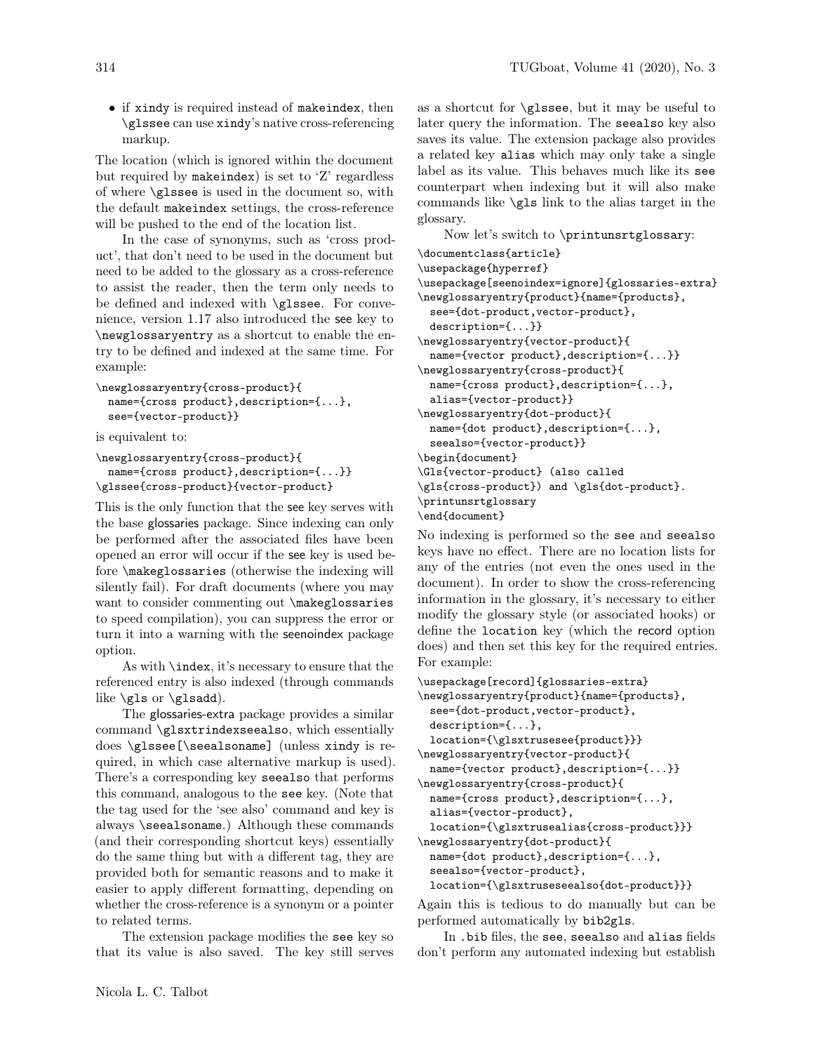- if xindy is required instead of makeindex, then \glssee can use xindy's native cross-referencing markup.

The location (which is ignored within the document but required by makeindex) is set to 'Z' regardless of where \glssee is used in the document so, with the default makeindex settings, the cross-reference will be pushed to the end of the location list.

In the case of synonyms, such as 'cross product', that don't need to be used in the document but need to be added to the glossary as a cross-reference to assist the reader, then the term only needs to be defined and indexed with \glssee. For convenience, version 1.17 also introduced the see key to \newglossaryentry as a shortcut to enable the entry to be defined and indexed at the same time. For example:

```
\newglossaryentry{cross-product}{
  name={cross product},description={...},
  see={vector-product}}
```

is equivalent to:

```
\newglossaryentry{cross-product}{
  name={cross product},description={...}}
\glssee{cross-product}{vector-product}
```

This is the only function that the see key serves with the base glossaries package. Since indexing can only be performed after the associated files have been opened an error will occur if the see key is used before \makeglossaries (otherwise the indexing will silently fail). For draft documents (where you may want to consider commenting out \makeglossaries to speed compilation), you can suppress the error or turn it into a warning with the seenoindex package option.

As with \index, it's necessary to ensure that the referenced entry is also indexed (through commands like \gls or \glsadd).

The glossaries-extra package provides a similar command \glsxtrindexseealso, which essentially does \glssee[\seealsoname] (unless xindy is required, in which case alternative markup is used). There's a corresponding key seealso that performs this command, analogous to the see key. (Note that the tag used for the 'see also' command and key is always \seealsoname.) Although these commands (and their corresponding shortcut keys) essentially do the same thing but with a different tag, they are provided both for semantic reasons and to make it easier to apply different formatting, depending on whether the cross-reference is a synonym or a pointer to related terms.

The extension package modifies the see key so that its value is also saved. The key still serves as a shortcut for \glssee, but it may be useful to later query the information. The seealso key also saves its value. The extension package also provides a related key alias which may only take a single label as its value. This behaves much like its see counterpart when indexing but it will also make commands like \gls link to the alias target in the glossary.

Now let's switch to \printunsrtglossary:

```
\documentclass{article}
\usepackage{hyperref}
\usepackage[seenoindex=ignore]{glossaries-extra}
\newglossaryentry{product}{name={products},
  see={dot-product,vector-product},
  description={...}}
\newglossaryentry{vector-product}{
  name={vector product},description={...}}
\newglossaryentry{cross-product}{
  name={cross product},description={...},
  alias={vector-product}}
\newglossaryentry{dot-product}{
  name={dot product},description={...},
  seealso={vector-product}}
\begin{document}
\Gls{vector-product} (also called
\gls{cross-product}) and \gls{dot-product}.
\printunsrtglossary
\end{document}
```

No indexing is performed so the see and seealso keys have no effect. There are no location lists for any of the entries (not even the ones used in the document). In order to show the cross-referencing information in the glossary, it's necessary to either modify the glossary style (or associated hooks) or define the location key (which the record option does) and then set this key for the required entries. For example:

```
\usepackage[record]{glossaries-extra}
\newglossaryentry{product}{name={products},
  see={dot-product,vector-product},
  description={...},
  location={\glsxtrusesee{product}}}
\newglossaryentry{vector-product}{
  name={vector product},description={...}}
\newglossaryentry{cross-product}{
  name={cross product},description={...},
  alias={vector-product},
  location={\glsxtrusealias{cross-product}}}
\newglossaryentry{dot-product}{
  name={dot product},description={...},
  seealso={vector-product},
  location={\glsxtruseseealso{dot-product}}}
```

Again this is tedious to do manually but can be performed automatically by bib2gls.

In .bib files, the see, seealso and alias fields don't perform any automated indexing but establish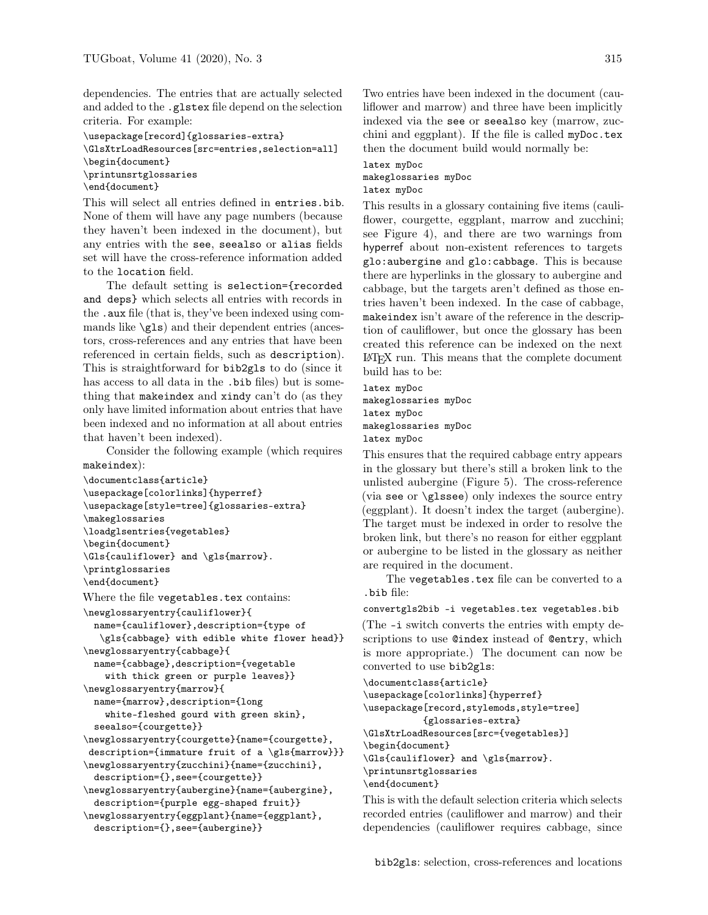dependencies. The entries that are actually selected and added to the `.glstex` file depend on the selection criteria. For example:

```
\usepackage[record]{glossaries-extra}
\GlsXtrLoadResources[src=entries,selection=all]
\begin{document}
\printunsrtglossaries
\end{document}
```

This will select all entries defined in `entries.bib`. None of them will have any page numbers (because they haven't been indexed in the document), but any entries with the `see`, `seealso` or `alias` fields set will have the cross-reference information added to the `location` field.

The default setting is `selection={recorded and deps}` which selects all entries with records in the `.aux` file (that is, they've been indexed using commands like `\gls`) and their dependent entries (ancestors, cross-references and any entries that have been referenced in certain fields, such as `description`). This is straightforward for `bib2gls` to do (since it has access to all data in the `.bib` files) but is something that `makeindex` and `xindy` can't do (as they only have limited information about entries that have been indexed and no information at all about entries that haven't been indexed).

Consider the following example (which requires `makeindex`):

```
\documentclass{article}
\usepackage[colorlinks]{hyperref}
\usepackage[style=tree]{glossaries-extra}
\makeglossaries
\loadglsentries{vegetables}
\begin{document}
\Gls{cauliflower} and \gls{marrow}.
\printglossaries
\end{document}
```

Where the file `vegetables.tex` contains:

```
\newglossaryentry{cauliflower}{
  name={cauliflower},description={type of
   \gls{cabbage} with edible white flower head}}
\newglossaryentry{cabbage}{
  name={cabbage},description={vegetable
    with thick green or purple leaves}}
\newglossaryentry{marrow}{
  name={marrow},description={long
    white-fleshed gourd with green skin},
  seealso={courgette}}
\newglossaryentry{courgette}{name={courgette},
 description={immature fruit of a \gls{marrow}}}
\newglossaryentry{zucchini}{name={zucchini},
  description={},see={courgette}}
\newglossaryentry{aubergine}{name={aubergine},
  description={purple egg-shaped fruit}}
\newglossaryentry{eggplant}{name={eggplant},
  description={},see={aubergine}}
```

Two entries have been indexed in the document (cauliflower and marrow) and three have been implicitly indexed via the `see` or `seealso` key (marrow, zucchini and eggplant). If the file is called `myDoc.tex` then the document build would normally be:

```
latex myDoc
makeglossaries myDoc
latex myDoc
```

This results in a glossary containing five items (cauliflower, courgette, eggplant, marrow and zucchini; see Figure 4), and there are two warnings from hyperref about non-existent references to targets `glo:aubergine` and `glo:cabbage`. This is because there are hyperlinks in the glossary to aubergine and cabbage, but the targets aren't defined as those entries haven't been indexed. In the case of cabbage, `makeindex` isn't aware of the reference in the description of cauliflower, but once the glossary has been created this reference can be indexed on the next LaTeX run. This means that the complete document build has to be:

```
latex myDoc
makeglossaries myDoc
latex myDoc
makeglossaries myDoc
latex myDoc
```

This ensures that the required cabbage entry appears in the glossary but there's still a broken link to the unlisted aubergine (Figure 5). The cross-reference (via `see` or `\glssee`) only indexes the source entry (eggplant). It doesn't index the target (aubergine). The target must be indexed in order to resolve the broken link, but there's no reason for either eggplant or aubergine to be listed in the glossary as neither are required in the document.

The `vegetables.tex` file can be converted to a `.bib` file:

```
convertgls2bib -i vegetables.tex vegetables.bib
```

(The `-i` switch converts the entries with empty descriptions to use `@index` instead of `@entry`, which is more appropriate.) The document can now be converted to use `bib2gls`:

```
\documentclass{article}
\usepackage[colorlinks]{hyperref}
\usepackage[record,stylemods,style=tree]
          {glossaries-extra}
\GlsXtrLoadResources[src={vegetables}]
\begin{document}
\Gls{cauliflower} and \gls{marrow}.
\printunsrtglossaries
\end{document}
```

This is with the default selection criteria which selects recorded entries (cauliflower and marrow) and their dependencies (cauliflower requires cabbage, since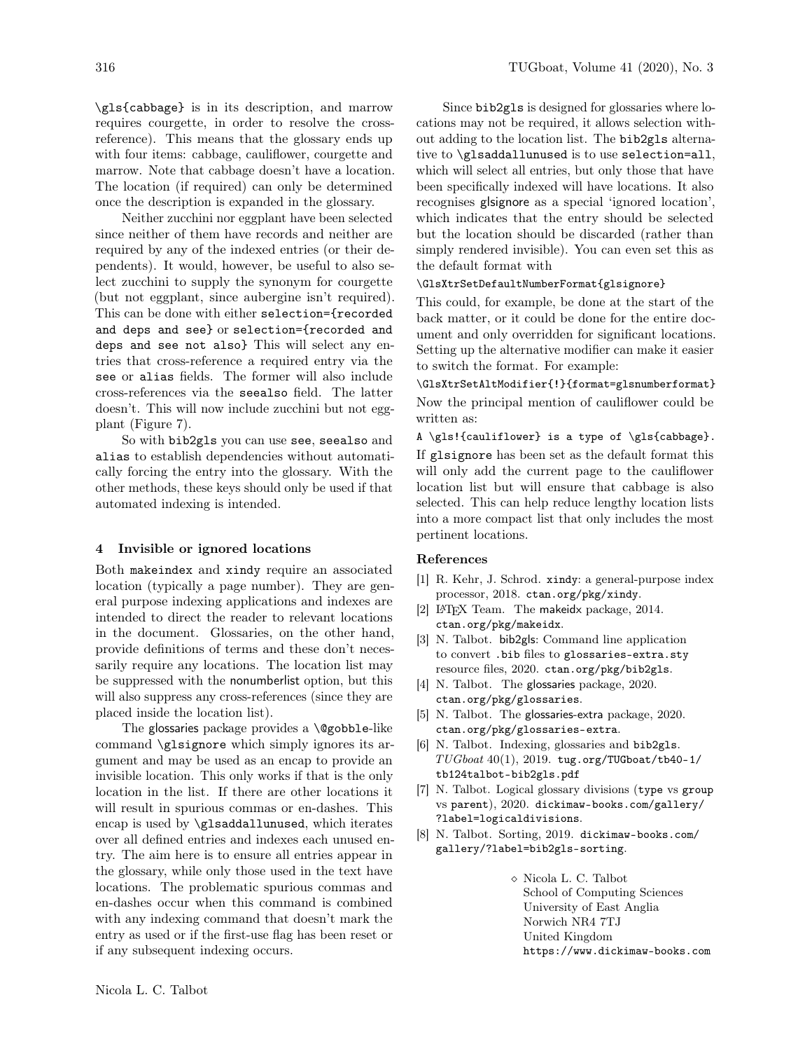\gls{cabbage} is in its description, and marrow requires courgette, in order to resolve the cross-reference). This means that the glossary ends up with four items: cabbage, cauliflower, courgette and marrow. Note that cabbage doesn't have a location. The location (if required) can only be determined once the description is expanded in the glossary.

Neither zucchini nor eggplant have been selected since neither of them have records and neither are required by any of the indexed entries (or their dependents). It would, however, be useful to also select zucchini to supply the synonym for courgette (but not eggplant, since aubergine isn't required). This can be done with either `selection={recorded and deps and see}` or `selection={recorded and deps and see not also}` This will select any entries that cross-reference a required entry via the `see` or `alias` fields. The former will also include cross-references via the `seealso` field. The latter doesn't. This will now include zucchini but not eggplant (Figure 7).

So with bib2gls you can use `see`, `seealso` and `alias` to establish dependencies without automatically forcing the entry into the glossary. With the other methods, these keys should only be used if that automated indexing is intended.

## 4 Invisible or ignored locations

Both makeindex and xindy require an associated location (typically a page number). They are general purpose indexing applications and indexes are intended to direct the reader to relevant locations in the document. Glossaries, on the other hand, provide definitions of terms and these don't necessarily require any locations. The location list may be suppressed with the nonumberlist option, but this will also suppress any cross-references (since they are placed inside the location list).

The glossaries package provides a `\@gobble`-like command `\glsignore` which simply ignores its argument and may be used as an encap to provide an invisible location. This only works if that is the only location in the list. If there are other locations it will result in spurious commas or en-dashes. This encap is used by `\glsaddallunused`, which iterates over all defined entries and indexes each unused entry. The aim here is to ensure all entries appear in the glossary, while only those used in the text have locations. The problematic spurious commas and en-dashes occur when this command is combined with any indexing command that doesn't mark the entry as used or if the first-use flag has been reset or if any subsequent indexing occurs.

Since bib2gls is designed for glossaries where locations may not be required, it allows selection without adding to the location list. The bib2gls alternative to `\glsaddallunused` is to use `selection=all`, which will select all entries, but only those that have been specifically indexed will have locations. It also recognises glsignore as a special 'ignored location', which indicates that the entry should be selected but the location should be discarded (rather than simply rendered invisible). You can even set this as the default format with

```
\GlsXtrSetDefaultNumberFormat{glsignore}
```

This could, for example, be done at the start of the back matter, or it could be done for the entire document and only overridden for significant locations. Setting up the alternative modifier can make it easier to switch the format. For example:

```
\GlsXtrSetAltModifier{!}{format=glsnumberformat}
```

Now the principal mention of cauliflower could be written as:

```
A \gls!{cauliflower} is a type of \gls{cabbage}.
```

If glsignore has been set as the default format this will only add the current page to the cauliflower location list but will ensure that cabbage is also selected. This can help reduce lengthy location lists into a more compact list that only includes the most pertinent locations.

### References

[1] R. Kehr, J. Schrod. xindy: a general-purpose index processor, 2018. ctan.org/pkg/xindy.

[2] LaTeX Team. The makeidx package, 2014. ctan.org/pkg/makeidx.

[3] N. Talbot. bib2gls: Command line application to convert .bib files to glossaries-extra.sty resource files, 2020. ctan.org/pkg/bib2gls.

[4] N. Talbot. The glossaries package, 2020. ctan.org/pkg/glossaries.

[5] N. Talbot. The glossaries-extra package, 2020. ctan.org/pkg/glossaries-extra.

[6] N. Talbot. Indexing, glossaries and bib2gls. *TUGboat* 40(1), 2019. tug.org/TUGboat/tb40-1/tb124talbot-bib2gls.pdf

[7] N. Talbot. Logical glossary divisions (type vs group vs parent), 2020. dickimaw-books.com/gallery/?label=logicaldivisions.

[8] N. Talbot. Sorting, 2019. dickimaw-books.com/gallery/?label=bib2gls-sorting.

◇ Nicola L. C. Talbot
School of Computing Sciences
University of East Anglia
Norwich NR4 7TJ
United Kingdom
https://www.dickimaw-books.com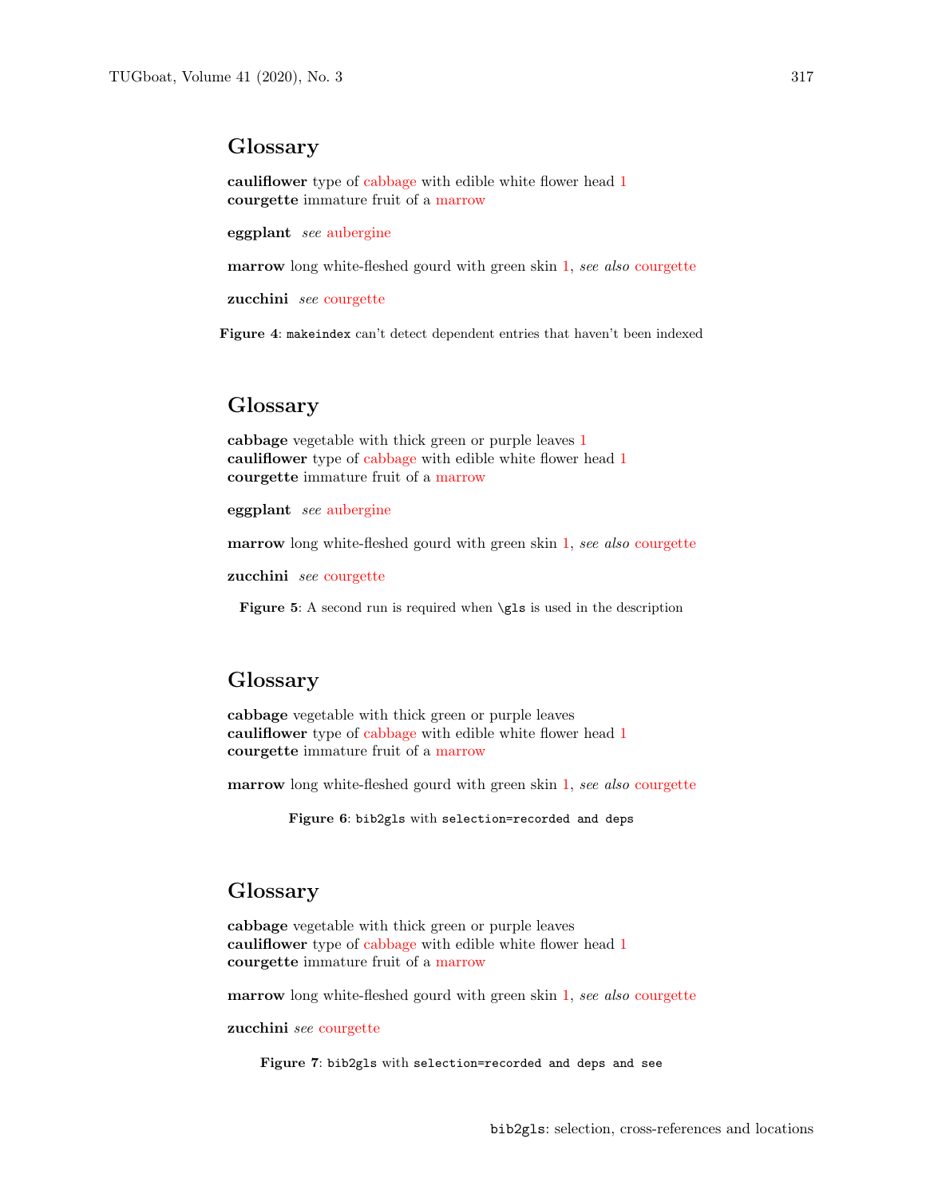## Glossary

**cauliflower** type of cabbage with edible white flower head 1
**courgette** immature fruit of a marrow

**eggplant** *see* aubergine

**marrow** long white-fleshed gourd with green skin 1, *see also* courgette

**zucchini** *see* courgette

**Figure 4**: `makeindex` can't detect dependent entries that haven't been indexed

## Glossary

**cabbage** vegetable with thick green or purple leaves 1
**cauliflower** type of cabbage with edible white flower head 1
**courgette** immature fruit of a marrow

**eggplant** *see* aubergine

**marrow** long white-fleshed gourd with green skin 1, *see also* courgette

**zucchini** *see* courgette

**Figure 5**: A second run is required when `\gls` is used in the description

## Glossary

**cabbage** vegetable with thick green or purple leaves
**cauliflower** type of cabbage with edible white flower head 1
**courgette** immature fruit of a marrow

**marrow** long white-fleshed gourd with green skin 1, *see also* courgette

**Figure 6**: `bib2gls` with `selection=recorded and deps`

## Glossary

**cabbage** vegetable with thick green or purple leaves
**cauliflower** type of cabbage with edible white flower head 1
**courgette** immature fruit of a marrow

**marrow** long white-fleshed gourd with green skin 1, *see also* courgette

**zucchini** *see* courgette

**Figure 7**: `bib2gls` with `selection=recorded and deps and see`